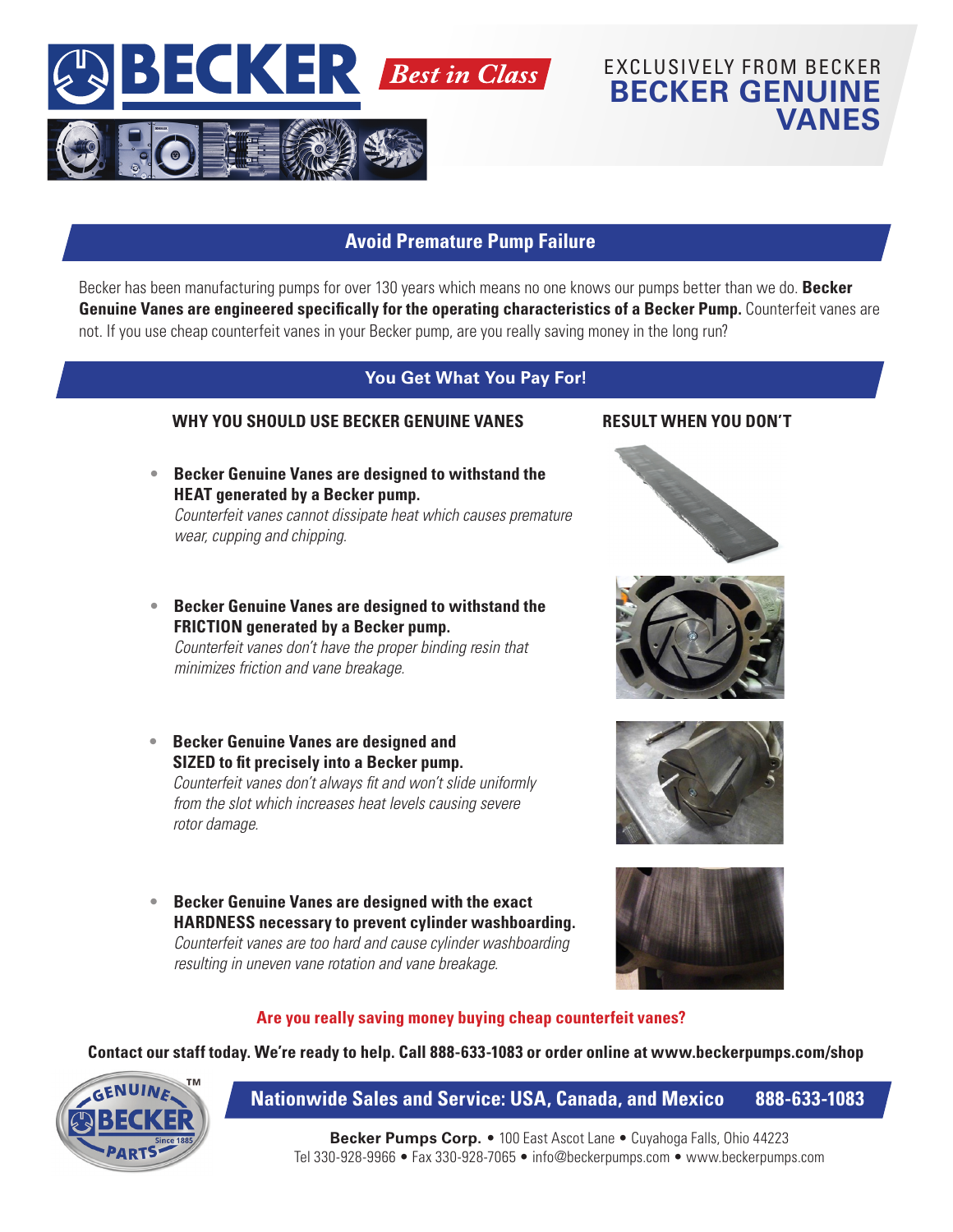# BECKER

**Best in Class**

EXCLUSIVELY FROM BECKER

# BECKER GENUINE VANES

## Avoid Premature Pump Failure

Becker has been manufacturing pumps for over 130 years which means no one knows our pumps better than we do. **Becker Genuine Vanes are engineered specifically for the operating characteristics of a Becker Pump.** Counterfeit vanes are not. If you use cheap counterfeit vanes in your Becker pump, are you really saving money in the long run?

## You Get What You Pay For!

### WHY YOU SHOULD USE BECKER GENUINE VANES

### RESULT WHEN YOU DON'T

- **Becker Genuine Vanes are designed to withstand the HEAT generated by a Becker pump.**
  *Counterfeit vanes cannot dissipate heat which causes premature wear, cupping and chipping.*

- **Becker Genuine Vanes are designed to withstand the FRICTION generated by a Becker pump.**
  *Counterfeit vanes don't have the proper binding resin that minimizes friction and vane breakage.*

- **Becker Genuine Vanes are designed and SIZED to fit precisely into a Becker pump.**
  *Counterfeit vanes don't always fit and won't slide uniformly from the slot which increases heat levels causing severe rotor damage.*

- **Becker Genuine Vanes are designed with the exact HARDNESS necessary to prevent cylinder washboarding.**
  *Counterfeit vanes are too hard and cause cylinder washboarding resulting in uneven vane rotation and vane breakage.*

**Are you really saving money buying cheap counterfeit vanes?**

**Contact our staff today. We're ready to help. Call 888-633-1083 or order online at www.beckerpumps.com/shop**

GENUINE BECKER PARTS™ Since 1885

**Nationwide Sales and Service: USA, Canada, and Mexico 888-633-1083**

**Becker Pumps Corp.** • 100 East Ascot Lane • Cuyahoga Falls, Ohio 44223
Tel 330-928-9966 • Fax 330-928-7065 • info@beckerpumps.com • www.beckerpumps.com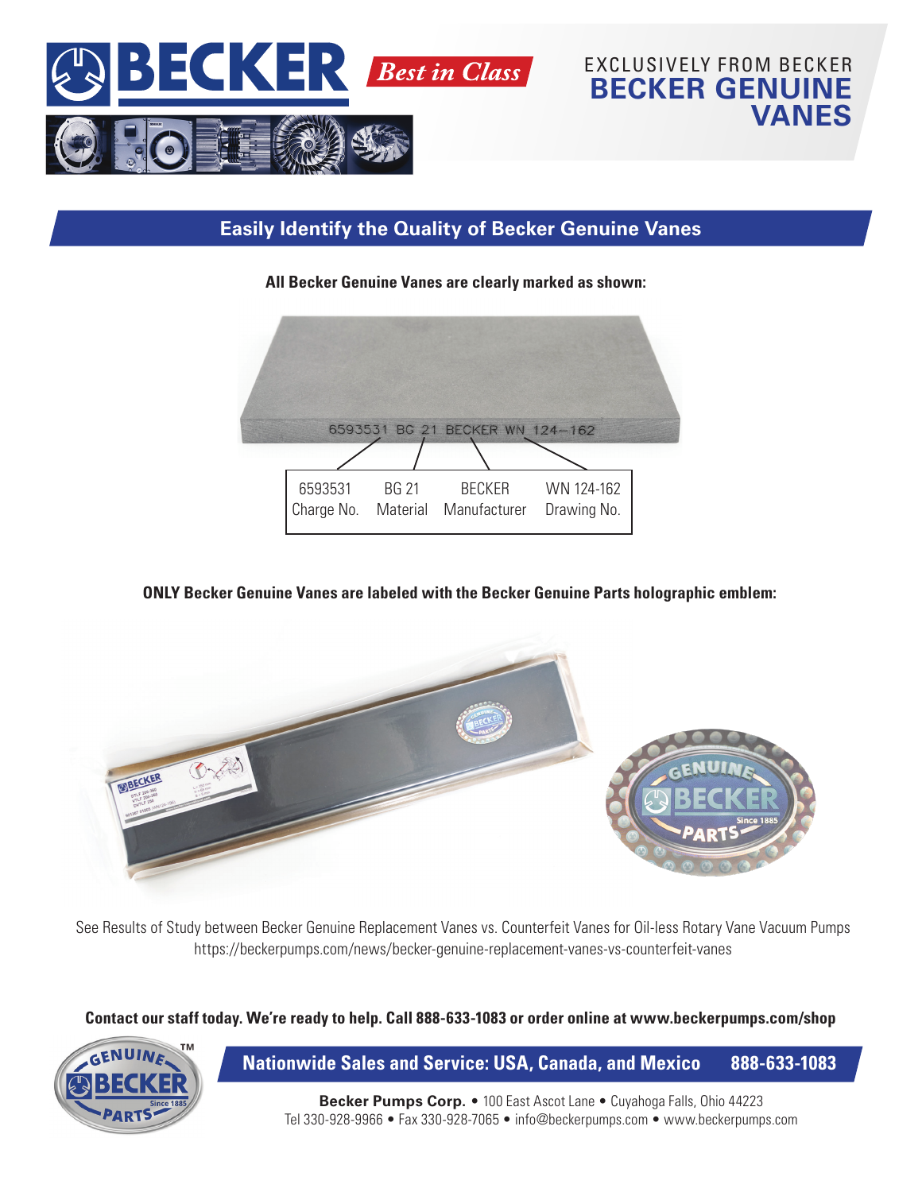BECKER *Best in Class*

EXCLUSIVELY FROM BECKER

# BECKER GENUINE VANES

## Easily Identify the Quality of Becker Genuine Vanes

**All Becker Genuine Vanes are clearly marked as shown:**

6593531 BG 21 BECKER WN 124-162

| 6593531 | BG 21 | BECKER | WN 124-162 |
|---|---|---|---|
| Charge No. | Material | Manufacturer | Drawing No. |

**ONLY Becker Genuine Vanes are labeled with the Becker Genuine Parts holographic emblem:**

See Results of Study between Becker Genuine Replacement Vanes vs. Counterfeit Vanes for Oil-less Rotary Vane Vacuum Pumps
https://beckerpumps.com/news/becker-genuine-replacement-vanes-vs-counterfeit-vanes

**Contact our staff today. We're ready to help. Call 888-633-1083 or order online at www.beckerpumps.com/shop**

**Nationwide Sales and Service: USA, Canada, and Mexico 888-633-1083**

**Becker Pumps Corp.** • 100 East Ascot Lane • Cuyahoga Falls, Ohio 44223
Tel 330-928-9966 • Fax 330-928-7065 • info@beckerpumps.com • www.beckerpumps.com